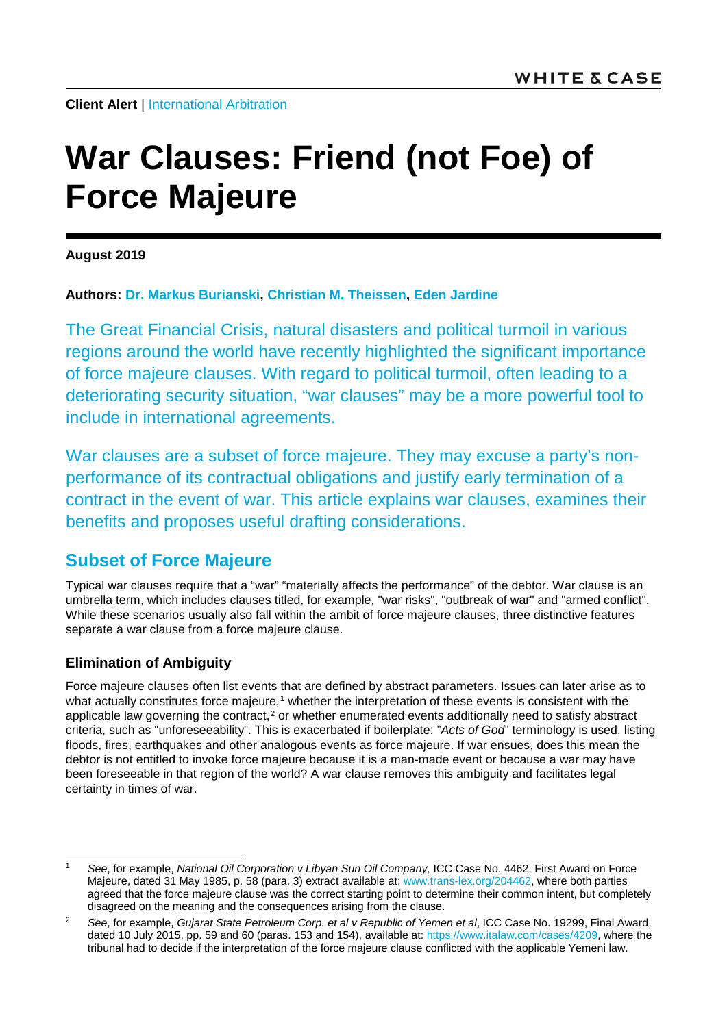**Client Alert** | International Arbitration

# War Clauses: Friend (not Foe) of Force Majeure

**August 2019**

**Authors: Dr. Markus Burianski, Christian M. Theissen, Eden Jardine**

The Great Financial Crisis, natural disasters and political turmoil in various regions around the world have recently highlighted the significant importance of force majeure clauses. With regard to political turmoil, often leading to a deteriorating security situation, "war clauses" may be a more powerful tool to include in international agreements.

War clauses are a subset of force majeure. They may excuse a party's non-performance of its contractual obligations and justify early termination of a contract in the event of war. This article explains war clauses, examines their benefits and proposes useful drafting considerations.

## Subset of Force Majeure

Typical war clauses require that a "war" "materially affects the performance" of the debtor. War clause is an umbrella term, which includes clauses titled, for example, "war risks", "outbreak of war" and "armed conflict". While these scenarios usually also fall within the ambit of force majeure clauses, three distinctive features separate a war clause from a force majeure clause.

### Elimination of Ambiguity

Force majeure clauses often list events that are defined by abstract parameters. Issues can later arise as to what actually constitutes force majeure,[1] whether the interpretation of these events is consistent with the applicable law governing the contract,[2] or whether enumerated events additionally need to satisfy abstract criteria, such as "unforeseeability". This is exacerbated if boilerplate: "*Acts of God*" terminology is used, listing floods, fires, earthquakes and other analogous events as force majeure. If war ensues, does this mean the debtor is not entitled to invoke force majeure because it is a man-made event or because a war may have been foreseeable in that region of the world? A war clause removes this ambiguity and facilitates legal certainty in times of war.

---

[1] *See*, for example, *National Oil Corporation v Libyan Sun Oil Company,* ICC Case No. 4462, First Award on Force Majeure, dated 31 May 1985, p. 58 (para. 3) extract available at: www.trans-lex.org/204462, where both parties agreed that the force majeure clause was the correct starting point to determine their common intent, but completely disagreed on the meaning and the consequences arising from the clause.

[2] *See*, for example, *Gujarat State Petroleum Corp. et al v Republic of Yemen et al*, ICC Case No. 19299, Final Award, dated 10 July 2015, pp. 59 and 60 (paras. 153 and 154), available at: https://www.italaw.com/cases/4209, where the tribunal had to decide if the interpretation of the force majeure clause conflicted with the applicable Yemeni law.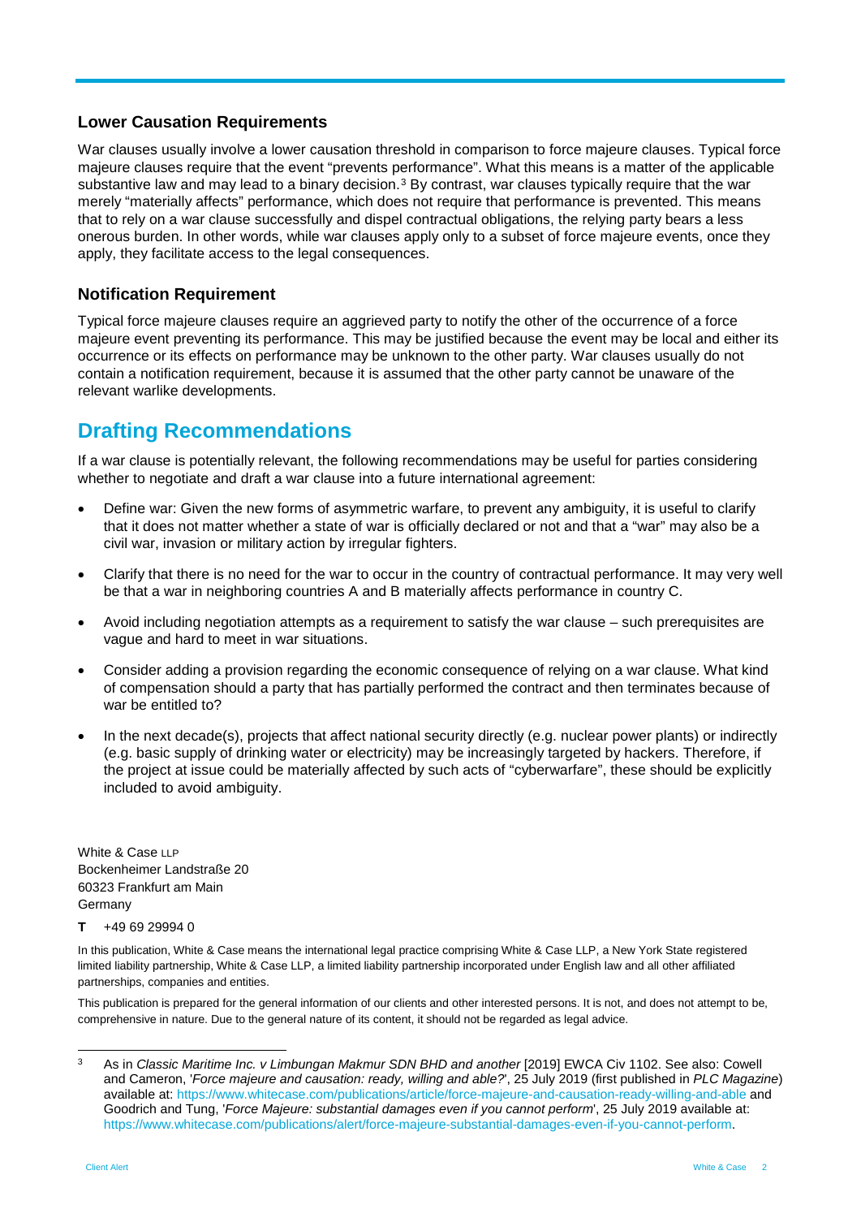### Lower Causation Requirements

War clauses usually involve a lower causation threshold in comparison to force majeure clauses. Typical force majeure clauses require that the event "prevents performance". What this means is a matter of the applicable substantive law and may lead to a binary decision.[3] By contrast, war clauses typically require that the war merely "materially affects" performance, which does not require that performance is prevented. This means that to rely on a war clause successfully and dispel contractual obligations, the relying party bears a less onerous burden. In other words, while war clauses apply only to a subset of force majeure events, once they apply, they facilitate access to the legal consequences.

### Notification Requirement

Typical force majeure clauses require an aggrieved party to notify the other of the occurrence of a force majeure event preventing its performance. This may be justified because the event may be local and either its occurrence or its effects on performance may be unknown to the other party. War clauses usually do not contain a notification requirement, because it is assumed that the other party cannot be unaware of the relevant warlike developments.

## Drafting Recommendations

If a war clause is potentially relevant, the following recommendations may be useful for parties considering whether to negotiate and draft a war clause into a future international agreement:

- Define war: Given the new forms of asymmetric warfare, to prevent any ambiguity, it is useful to clarify that it does not matter whether a state of war is officially declared or not and that a "war" may also be a civil war, invasion or military action by irregular fighters.
- Clarify that there is no need for the war to occur in the country of contractual performance. It may very well be that a war in neighboring countries A and B materially affects performance in country C.
- Avoid including negotiation attempts as a requirement to satisfy the war clause – such prerequisites are vague and hard to meet in war situations.
- Consider adding a provision regarding the economic consequence of relying on a war clause. What kind of compensation should a party that has partially performed the contract and then terminates because of war be entitled to?
- In the next decade(s), projects that affect national security directly (e.g. nuclear power plants) or indirectly (e.g. basic supply of drinking water or electricity) may be increasingly targeted by hackers. Therefore, if the project at issue could be materially affected by such acts of "cyberwarfare", these should be explicitly included to avoid ambiguity.

White & Case LLP
Bockenheimer Landstraße 20
60323 Frankfurt am Main
Germany

**T** +49 69 29994 0

In this publication, White & Case means the international legal practice comprising White & Case LLP, a New York State registered limited liability partnership, White & Case LLP, a limited liability partnership incorporated under English law and all other affiliated partnerships, companies and entities.

This publication is prepared for the general information of our clients and other interested persons. It is not, and does not attempt to be, comprehensive in nature. Due to the general nature of its content, it should not be regarded as legal advice.

[3] As in *Classic Maritime Inc. v Limbungan Makmur SDN BHD and another* [2019] EWCA Civ 1102. See also: Cowell and Cameron, '*Force majeure and causation: ready, willing and able?*', 25 July 2019 (first published in *PLC Magazine*) available at: https://www.whitecase.com/publications/article/force-majeure-and-causation-ready-willing-and-able and Goodrich and Tung, '*Force Majeure: substantial damages even if you cannot perform*', 25 July 2019 available at: https://www.whitecase.com/publications/alert/force-majeure-substantial-damages-even-if-you-cannot-perform.